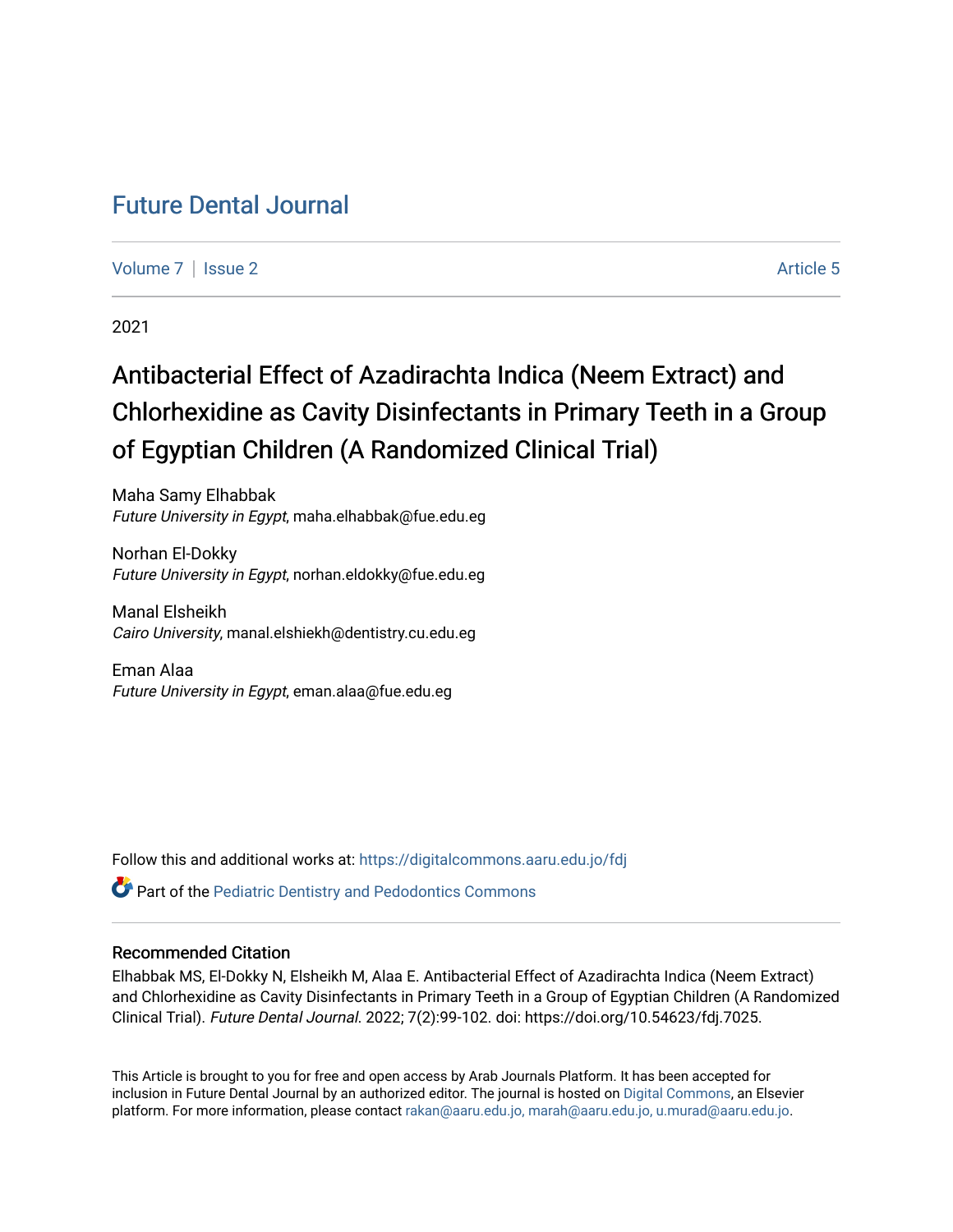# Future Dental Journal

Volume 7 | Issue 2 Article 5

2021

# Antibacterial Effect of Azadirachta Indica (Neem Extract) and Chlorhexidine as Cavity Disinfectants in Primary Teeth in a Group of Egyptian Children (A Randomized Clinical Trial)

Maha Samy Elhabbak
*Future University in Egypt*, maha.elhabbak@fue.edu.eg

Norhan El-Dokky
*Future University in Egypt*, norhan.eldokky@fue.edu.eg

Manal Elsheikh
*Cairo University*, manal.elshiekh@dentistry.cu.edu.eg

Eman Alaa
*Future University in Egypt*, eman.alaa@fue.edu.eg

Follow this and additional works at: https://digitalcommons.aaru.edu.jo/fdj

Part of the Pediatric Dentistry and Pedodontics Commons

## Recommended Citation

Elhabbak MS, El-Dokky N, Elsheikh M, Alaa E. Antibacterial Effect of Azadirachta Indica (Neem Extract) and Chlorhexidine as Cavity Disinfectants in Primary Teeth in a Group of Egyptian Children (A Randomized Clinical Trial). *Future Dental Journal.* 2022; 7(2):99-102. doi: https://doi.org/10.54623/fdj.7025.

This Article is brought to you for free and open access by Arab Journals Platform. It has been accepted for inclusion in Future Dental Journal by an authorized editor. The journal is hosted on Digital Commons, an Elsevier platform. For more information, please contact rakan@aaru.edu.jo, marah@aaru.edu.jo, u.murad@aaru.edu.jo.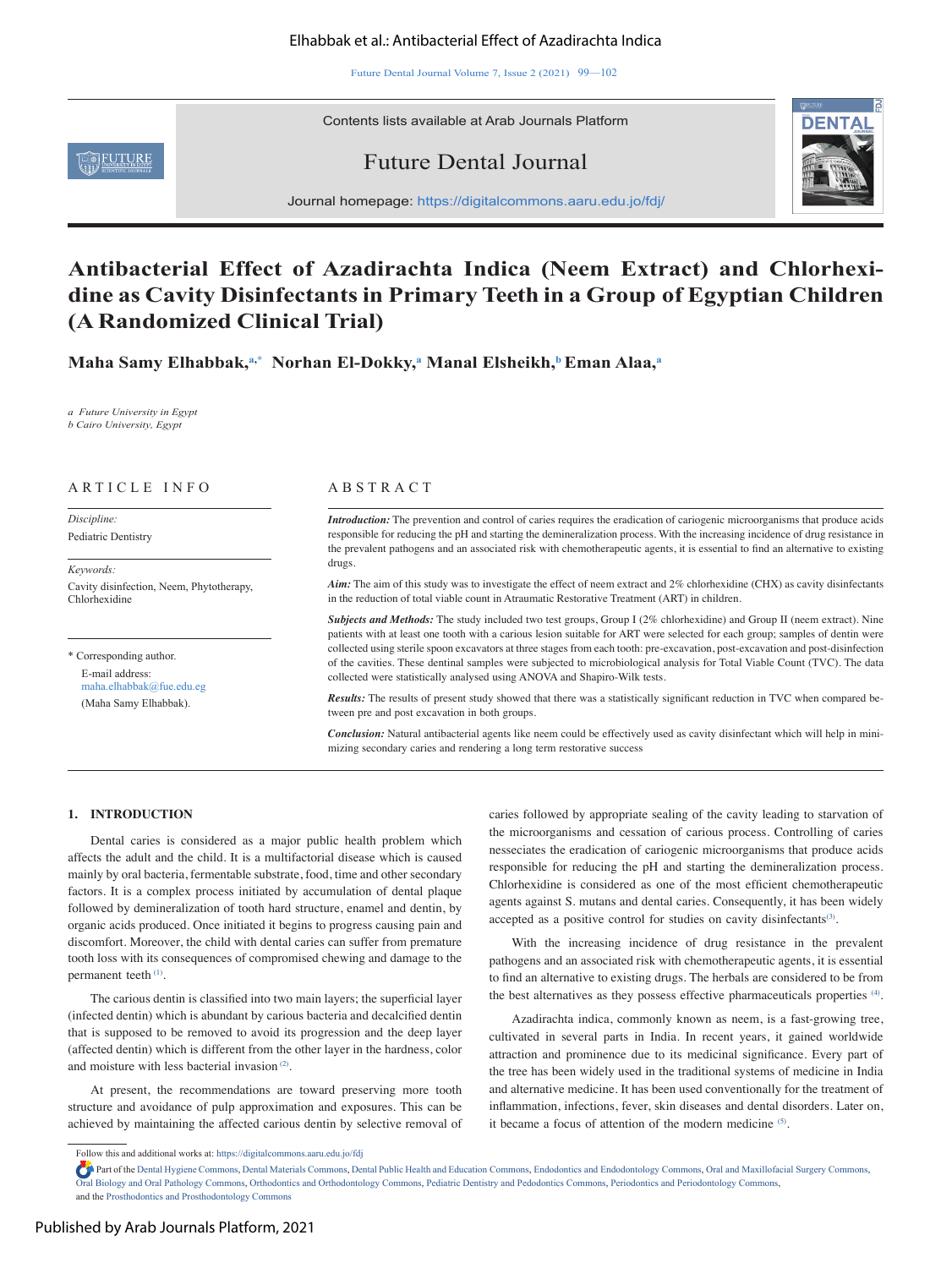Contents lists available at Arab Journals Platform

# Future Dental Journal

Journal homepage: https://digitalcommons.aaru.edu.jo/fdj/

# Antibacterial Effect of Azadirachta Indica (Neem Extract) and Chlorhexidine as Cavity Disinfectants in Primary Teeth in a Group of Egyptian Children (A Randomized Clinical Trial)

**Maha Samy Elhabbak,**[a,*] **Norhan El-Dokky,**[a] **Manal Elsheikh,**[b] **Eman Alaa,**[a]

*a Future University in Egypt*
*b Cairo University, Egypt*

## ARTICLE INFO

*Discipline:*
Pediatric Dentistry

*Keywords:*
Cavity disinfection, Neem, Phytotherapy, Chlorhexidine

\* Corresponding author.
E-mail address: maha.elhabbak@fue.edu.eg
(Maha Samy Elhabbak).

## ABSTRACT

***Introduction:*** The prevention and control of caries requires the eradication of cariogenic microorganisms that produce acids responsible for reducing the pH and starting the demineralization process. With the increasing incidence of drug resistance in the prevalent pathogens and an associated risk with chemotherapeutic agents, it is essential to find an alternative to existing drugs.

***Aim:*** The aim of this study was to investigate the effect of neem extract and 2% chlorhexidine (CHX) as cavity disinfectants in the reduction of total viable count in Atraumatic Restorative Treatment (ART) in children.

***Subjects and Methods:*** The study included two test groups, Group I (2% chlorhexidine) and Group II (neem extract). Nine patients with at least one tooth with a carious lesion suitable for ART were selected for each group; samples of dentin were collected using sterile spoon excavators at three stages from each tooth: pre-excavation, post-excavation and post-disinfection of the cavities. These dentinal samples were subjected to microbiological analysis for Total Viable Count (TVC). The data collected were statistically analysed using ANOVA and Shapiro-Wilk tests.

***Results:*** The results of present study showed that there was a statistically significant reduction in TVC when compared between pre and post excavation in both groups.

***Conclusion:*** Natural antibacterial agents like neem could be effectively used as cavity disinfectant which will help in minimizing secondary caries and rendering a long term restorative success

## 1. INTRODUCTION

Dental caries is considered as a major public health problem which affects the adult and the child. It is a multifactorial disease which is caused mainly by oral bacteria, fermentable substrate, food, time and other secondary factors. It is a complex process initiated by accumulation of dental plaque followed by demineralization of tooth hard structure, enamel and dentin, by organic acids produced. Once initiated it begins to progress causing pain and discomfort. Moreover, the child with dental caries can suffer from premature tooth loss with its consequences of compromised chewing and damage to the permanent teeth [(1)].

The carious dentin is classified into two main layers; the superficial layer (infected dentin) which is abundant by carious bacteria and decalcified dentin that is supposed to be removed to avoid its progression and the deep layer (affected dentin) which is different from the other layer in the hardness, color and moisture with less bacterial invasion [(2)].

At present, the recommendations are toward preserving more tooth structure and avoidance of pulp approximation and exposures. This can be achieved by maintaining the affected carious dentin by selective removal of caries followed by appropriate sealing of the cavity leading to starvation of the microorganisms and cessation of carious process. Controlling of caries nesseciates the eradication of cariogenic microorganisms that produce acids responsible for reducing the pH and starting the demineralization process. Chlorhexidine is considered as one of the most efficient chemotherapeutic agents against S. mutans and dental caries. Consequently, it has been widely accepted as a positive control for studies on cavity disinfectants[(3)].

With the increasing incidence of drug resistance in the prevalent pathogens and an associated risk with chemotherapeutic agents, it is essential to find an alternative to existing drugs. The herbals are considered to be from the best alternatives as they possess effective pharmaceuticals properties [(4)].

Azadirachta indica, commonly known as neem, is a fast-growing tree, cultivated in several parts in India. In recent years, it gained worldwide attraction and prominence due to its medicinal significance. Every part of the tree has been widely used in the traditional systems of medicine in India and alternative medicine. It has been used conventionally for the treatment of inflammation, infections, fever, skin diseases and dental disorders. Later on, it became a focus of attention of the modern medicine [(5)].

Follow this and additional works at: https://digitalcommons.aaru.edu.jo/fdj

Part of the Dental Hygiene Commons, Dental Materials Commons, Dental Public Health and Education Commons, Endodontics and Endodontology Commons, Oral and Maxillofacial Surgery Commons, Oral Biology and Oral Pathology Commons, Orthodontics and Orthodontology Commons, Pediatric Dentistry and Pedodontics Commons, Periodontics and Periodontology Commons, and the Prosthodontics and Prosthodontology Commons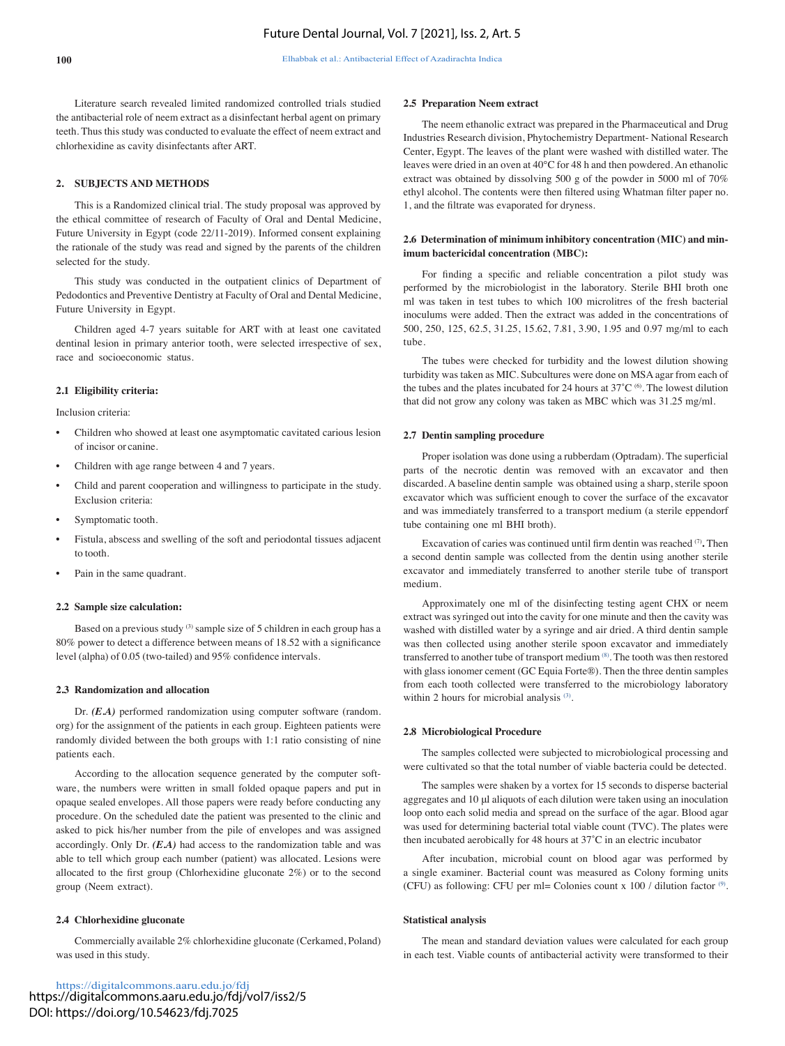Literature search revealed limited randomized controlled trials studied the antibacterial role of neem extract as a disinfectant herbal agent on primary teeth. Thus this study was conducted to evaluate the effect of neem extract and chlorhexidine as cavity disinfectants after ART.

## 2. SUBJECTS AND METHODS

This is a Randomized clinical trial. The study proposal was approved by the ethical committee of research of Faculty of Oral and Dental Medicine, Future University in Egypt (code 22/11-2019). Informed consent explaining the rationale of the study was read and signed by the parents of the children selected for the study.

This study was conducted in the outpatient clinics of Department of Pedodontics and Preventive Dentistry at Faculty of Oral and Dental Medicine, Future University in Egypt.

Children aged 4-7 years suitable for ART with at least one cavitated dentinal lesion in primary anterior tooth, were selected irrespective of sex, race and socioeconomic status.

### 2.1 Eligibility criteria:

Inclusion criteria:

- Children who showed at least one asymptomatic cavitated carious lesion of incisor or canine.
- Children with age range between 4 and 7 years.
- Child and parent cooperation and willingness to participate in the study. Exclusion criteria:
- Symptomatic tooth.
- Fistula, abscess and swelling of the soft and periodontal tissues adjacent to tooth.
- Pain in the same quadrant.

### 2.2 Sample size calculation:

Based on a previous study [3] sample size of 5 children in each group has a 80% power to detect a difference between means of 18.52 with a significance level (alpha) of 0.05 (two-tailed) and 95% confidence intervals.

### 2.3 Randomization and allocation

Dr. ***(E.A)*** performed randomization using computer software (random.org) for the assignment of the patients in each group. Eighteen patients were randomly divided between the both groups with 1:1 ratio consisting of nine patients each.

According to the allocation sequence generated by the computer software, the numbers were written in small folded opaque papers and put in opaque sealed envelopes. All those papers were ready before conducting any procedure. On the scheduled date the patient was presented to the clinic and asked to pick his/her number from the pile of envelopes and was assigned accordingly. Only Dr. ***(E.A)*** had access to the randomization table and was able to tell which group each number (patient) was allocated. Lesions were allocated to the first group (Chlorhexidine gluconate 2%) or to the second group (Neem extract).

### 2.4 Chlorhexidine gluconate

Commercially available 2% chlorhexidine gluconate (Cerkamed, Poland) was used in this study.

### 2.5 Preparation Neem extract

The neem ethanolic extract was prepared in the Pharmaceutical and Drug Industries Research division, Phytochemistry Department- National Research Center, Egypt. The leaves of the plant were washed with distilled water. The leaves were dried in an oven at 40°C for 48 h and then powdered. An ethanolic extract was obtained by dissolving 500 g of the powder in 5000 ml of 70% ethyl alcohol. The contents were then filtered using Whatman filter paper no. 1, and the filtrate was evaporated for dryness.

### 2.6 Determination of minimum inhibitory concentration (MIC) and minimum bactericidal concentration (MBC):

For finding a specific and reliable concentration a pilot study was performed by the microbiologist in the laboratory. Sterile BHI broth one ml was taken in test tubes to which 100 microlitres of the fresh bacterial inoculums were added. Then the extract was added in the concentrations of 500, 250, 125, 62.5, 31.25, 15.62, 7.81, 3.90, 1.95 and 0.97 mg/ml to each tube.

The tubes were checked for turbidity and the lowest dilution showing turbidity was taken as MIC. Subcultures were done on MSA agar from each of the tubes and the plates incubated for 24 hours at 37˚C [6]. The lowest dilution that did not grow any colony was taken as MBC which was 31.25 mg/ml.

### 2.7 Dentin sampling procedure

Proper isolation was done using a rubberdam (Optradam). The superficial parts of the necrotic dentin was removed with an excavator and then discarded. A baseline dentin sample was obtained using a sharp, sterile spoon excavator which was sufficient enough to cover the surface of the excavator and was immediately transferred to a transport medium (a sterile eppendorf tube containing one ml BHI broth).

Excavation of caries was continued until firm dentin was reached [7]**.** Then a second dentin sample was collected from the dentin using another sterile excavator and immediately transferred to another sterile tube of transport medium.

Approximately one ml of the disinfecting testing agent CHX or neem extract was syringed out into the cavity for one minute and then the cavity was washed with distilled water by a syringe and air dried. A third dentin sample was then collected using another sterile spoon excavator and immediately transferred to another tube of transport medium [8]. The tooth was then restored with glass ionomer cement (GC Equia Forte®). Then the three dentin samples from each tooth collected were transferred to the microbiology laboratory within 2 hours for microbial analysis [3].

### 2.8 Microbiological Procedure

The samples collected were subjected to microbiological processing and were cultivated so that the total number of viable bacteria could be detected.

The samples were shaken by a vortex for 15 seconds to disperse bacterial aggregates and 10 µl aliquots of each dilution were taken using an inoculation loop onto each solid media and spread on the surface of the agar. Blood agar was used for determining bacterial total viable count (TVC). The plates were then incubated aerobically for 48 hours at 37˚C in an electric incubator

After incubation, microbial count on blood agar was performed by a single examiner. Bacterial count was measured as Colony forming units (CFU) as following: CFU per ml= Colonies count x 100 / dilution factor [9].

### Statistical analysis

The mean and standard deviation values were calculated for each group in each test. Viable counts of antibacterial activity were transformed to their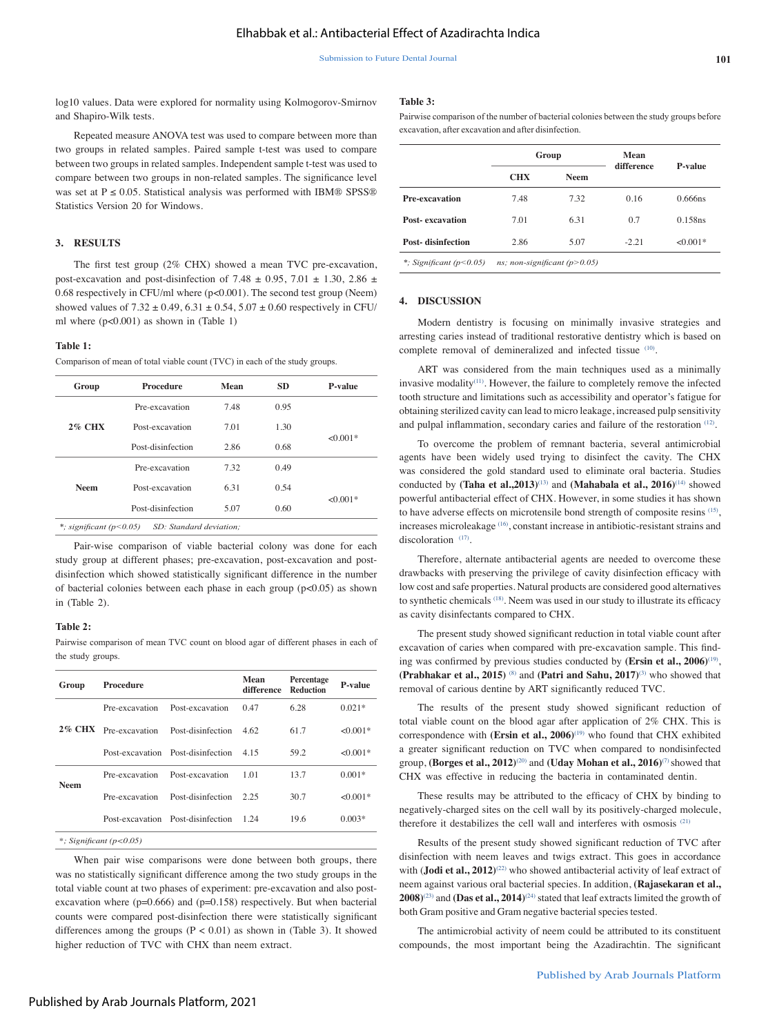log10 values. Data were explored for normality using Kolmogorov-Smirnov and Shapiro-Wilk tests.

Repeated measure ANOVA test was used to compare between more than two groups in related samples. Paired sample t-test was used to compare between two groups in related samples. Independent sample t-test was used to compare between two groups in non-related samples. The significance level was set at $P \leq 0.05$. Statistical analysis was performed with IBM® SPSS® Statistics Version 20 for Windows.

## 3. RESULTS

The first test group (2% CHX) showed a mean TVC pre-excavation, post-excavation and post-disinfection of 7.48 ± 0.95, 7.01 ± 1.30, 2.86 ± 0.68 respectively in CFU/ml where (p<0.001). The second test group (Neem) showed values of 7.32 ± 0.49, 6.31 ± 0.54, 5.07 ± 0.60 respectively in CFU/ml where (p<0.001) as shown in (Table 1)

**Table 1:**

Comparison of mean of total viable count (TVC) in each of the study groups.

| Group | Procedure | Mean | SD | P-value |
|---|---|---|---|---|
| 2% CHX | Pre-excavation | 7.48 | 0.95 | <0.001* |
| | Post-excavation | 7.01 | 1.30 | |
| | Post-disinfection | 2.86 | 0.68 | |
| Neem | Pre-excavation | 7.32 | 0.49 | <0.001* |
| | Post-excavation | 6.31 | 0.54 | |
| | Post-disinfection | 5.07 | 0.60 | |

*\*; significant (p<0.05)   SD: Standard deviation;*

Pair-wise comparison of viable bacterial colony was done for each study group at different phases; pre-excavation, post-excavation and post-disinfection which showed statistically significant difference in the number of bacterial colonies between each phase in each group (p<0.05) as shown in (Table 2).

**Table 2:**

Pairwise comparison of mean TVC count on blood agar of different phases in each of the study groups.

| Group | Procedure | | Mean difference | Percentage Reduction | P-value |
|---|---|---|---|---|---|
| 2% CHX | Pre-excavation | Post-excavation | 0.47 | 6.28 | 0.021* |
| | Pre-excavation | Post-disinfection | 4.62 | 61.7 | <0.001* |
| | Post-excavation | Post-disinfection | 4.15 | 59.2 | <0.001* |
| Neem | Pre-excavation | Post-excavation | 1.01 | 13.7 | 0.001* |
| | Pre-excavation | Post-disinfection | 2.25 | 30.7 | <0.001* |
| | Post-excavation | Post-disinfection | 1.24 | 19.6 | 0.003* |

*\*; Significant (p<0.05)*

When pair wise comparisons were done between both groups, there was no statistically significant difference among the two study groups in the total viable count at two phases of experiment: pre-excavation and also post-excavation where (p=0.666) and (p=0.158) respectively. But when bacterial counts were compared post-disinfection there were statistically significant differences among the groups (P < 0.01) as shown in (Table 3). It showed higher reduction of TVC with CHX than neem extract.

**Table 3:**

Pairwise comparison of the number of bacterial colonies between the study groups before excavation, after excavation and after disinfection.

| | Group | | Mean difference | P-value |
|---|---|---|---|---|
| | CHX | Neem | | |
| Pre-excavation | 7.48 | 7.32 | 0.16 | 0.666ns |
| Post- excavation | 7.01 | 6.31 | 0.7 | 0.158ns |
| Post- disinfection | 2.86 | 5.07 | -2.21 | <0.001* |

*\*; Significant (p<0.05)   ns; non-significant (p>0.05)*

## 4. DISCUSSION

Modern dentistry is focusing on minimally invasive strategies and arresting caries instead of traditional restorative dentistry which is based on complete removal of demineralized and infected tissue [10].

ART was considered from the main techniques used as a minimally invasive modality[11]. However, the failure to completely remove the infected tooth structure and limitations such as accessibility and operator's fatigue for obtaining sterilized cavity can lead to micro leakage, increased pulp sensitivity and pulpal inflammation, secondary caries and failure of the restoration [12].

To overcome the problem of remnant bacteria, several antimicrobial agents have been widely used trying to disinfect the cavity. The CHX was considered the gold standard used to eliminate oral bacteria. Studies conducted by **(Taha et al.,2013)**[13] and **(Mahabala et al., 2016)**[14] showed powerful antibacterial effect of CHX. However, in some studies it has shown to have adverse effects on microtensile bond strength of composite resins [15], increases microleakage [16], constant increase in antibiotic-resistant strains and discoloration [17].

Therefore, alternate antibacterial agents are needed to overcome these drawbacks with preserving the privilege of cavity disinfection efficacy with low cost and safe properties. Natural products are considered good alternatives to synthetic chemicals [18]. Neem was used in our study to illustrate its efficacy as cavity disinfectants compared to CHX.

The present study showed significant reduction in total viable count after excavation of caries when compared with pre-excavation sample. This finding was confirmed by previous studies conducted by **(Ersin et al., 2006)**[19], **(Prabhakar et al., 2015)** [8] and **(Patri and Sahu, 2017)**[3] who showed that removal of carious dentine by ART significantly reduced TVC.

The results of the present study showed significant reduction of total viable count on the blood agar after application of 2% CHX. This is correspondence with **(Ersin et al., 2006)**[19] who found that CHX exhibited a greater significant reduction on TVC when compared to nondisinfected group, **(Borges et al., 2012)**[20] and **(Uday Mohan et al., 2016)**[7] showed that CHX was effective in reducing the bacteria in contaminated dentin.

These results may be attributed to the efficacy of CHX by binding to negatively-charged sites on the cell wall by its positively-charged molecule, therefore it destabilizes the cell wall and interferes with osmosis [21]

Results of the present study showed significant reduction of TVC after disinfection with neem leaves and twigs extract. This goes in accordance with (**Jodi et al., 2012)**[22] who showed antibacterial activity of leaf extract of neem against various oral bacterial species. In addition, **(Rajasekaran et al., 2008)**[23] and **(Das et al., 2014)**[24] stated that leaf extracts limited the growth of both Gram positive and Gram negative bacterial species tested.

The antimicrobial activity of neem could be attributed to its constituent compounds, the most important being the Azadirachtin. The significant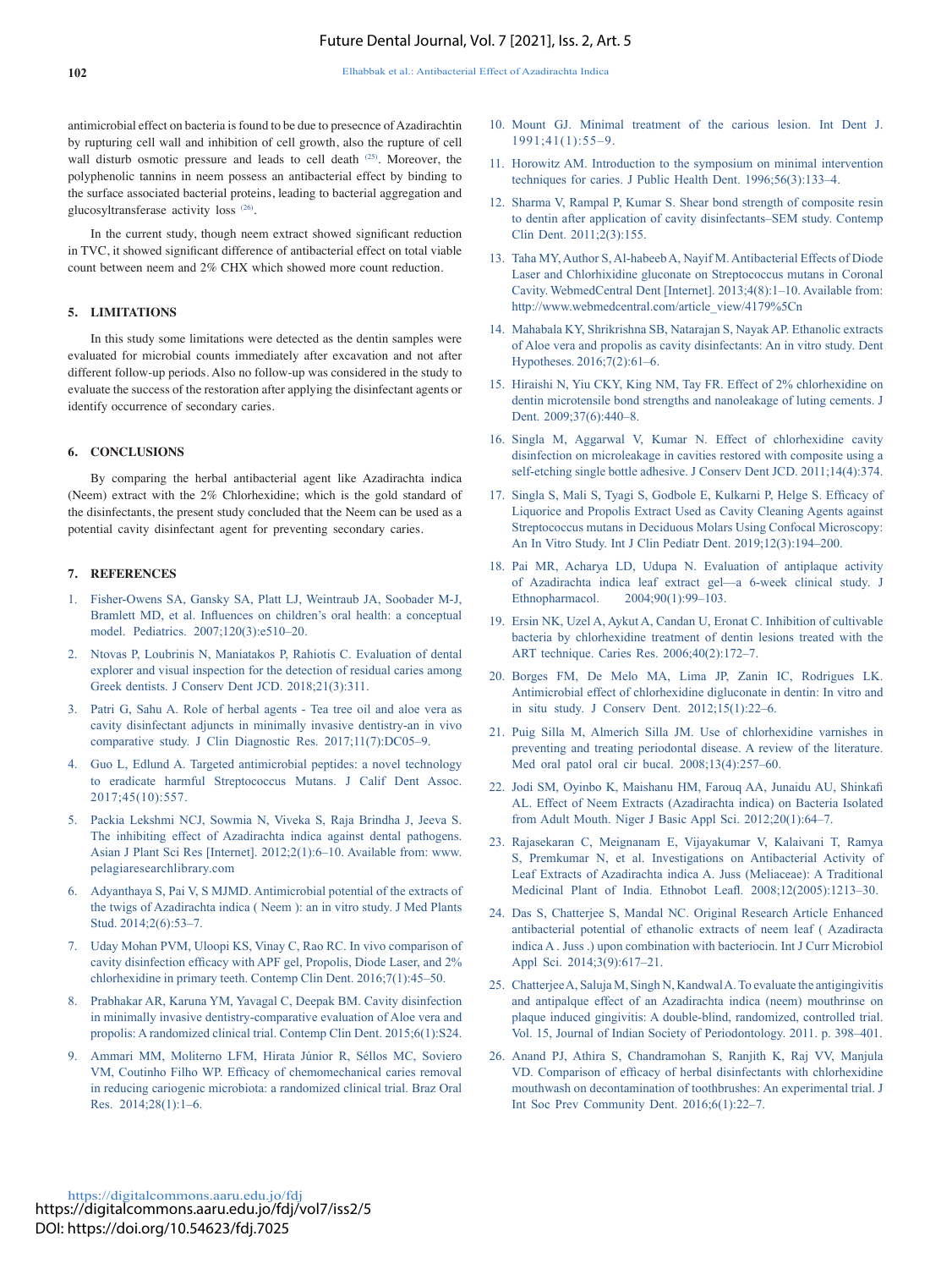antimicrobial effect on bacteria is found to be due to presecnce of Azadirachtin by rupturing cell wall and inhibition of cell growth, also the rupture of cell wall disturb osmotic pressure and leads to cell death [25]. Moreover, the polyphenolic tannins in neem possess an antibacterial effect by binding to the surface associated bacterial proteins, leading to bacterial aggregation and glucosyltransferase activity loss [26].

In the current study, though neem extract showed significant reduction in TVC, it showed significant difference of antibacterial effect on total viable count between neem and 2% CHX which showed more count reduction.

## 5. LIMITATIONS

In this study some limitations were detected as the dentin samples were evaluated for microbial counts immediately after excavation and not after different follow-up periods. Also no follow-up was considered in the study to evaluate the success of the restoration after applying the disinfectant agents or identify occurrence of secondary caries.

## 6. CONCLUSIONS

By comparing the herbal antibacterial agent like Azadirachta indica (Neem) extract with the 2% Chlorhexidine; which is the gold standard of the disinfectants, the present study concluded that the Neem can be used as a potential cavity disinfectant agent for preventing secondary caries.

## 7. REFERENCES

1. Fisher-Owens SA, Gansky SA, Platt LJ, Weintraub JA, Soobader M-J, Bramlett MD, et al. Influences on children's oral health: a conceptual model. Pediatrics. 2007;120(3):e510–20.
2. Ntovas P, Loubrinis N, Maniatakos P, Rahiotis C. Evaluation of dental explorer and visual inspection for the detection of residual caries among Greek dentists. J Conserv Dent JCD. 2018;21(3):311.
3. Patri G, Sahu A. Role of herbal agents - Tea tree oil and aloe vera as cavity disinfectant adjuncts in minimally invasive dentistry-an in vivo comparative study. J Clin Diagnostic Res. 2017;11(7):DC05–9.
4. Guo L, Edlund A. Targeted antimicrobial peptides: a novel technology to eradicate harmful Streptococcus Mutans. J Calif Dent Assoc. 2017;45(10):557.
5. Packia Lekshmi NCJ, Sowmia N, Viveka S, Raja Brindha J, Jeeva S. The inhibiting effect of Azadirachta indica against dental pathogens. Asian J Plant Sci Res [Internet]. 2012;2(1):6–10. Available from: www.pelagiaresearchlibrary.com
6. Adyanthaya S, Pai V, S MJMD. Antimicrobial potential of the extracts of the twigs of Azadirachta indica ( Neem ): an in vitro study. J Med Plants Stud. 2014;2(6):53–7.
7. Uday Mohan PVM, Uloopi KS, Vinay C, Rao RC. In vivo comparison of cavity disinfection efficacy with APF gel, Propolis, Diode Laser, and 2% chlorhexidine in primary teeth. Contemp Clin Dent. 2016;7(1):45–50.
8. Prabhakar AR, Karuna YM, Yavagal C, Deepak BM. Cavity disinfection in minimally invasive dentistry-comparative evaluation of Aloe vera and propolis: A randomized clinical trial. Contemp Clin Dent. 2015;6(1):S24.
9. Ammari MM, Moliterno LFM, Hirata Júnior R, Séllos MC, Soviero VM, Coutinho Filho WP. Efficacy of chemomechanical caries removal in reducing cariogenic microbiota: a randomized clinical trial. Braz Oral Res. 2014;28(1):1–6.
10. Mount GJ. Minimal treatment of the carious lesion. Int Dent J. 1991;41(1):55–9.
11. Horowitz AM. Introduction to the symposium on minimal intervention techniques for caries. J Public Health Dent. 1996;56(3):133–4.
12. Sharma V, Rampal P, Kumar S. Shear bond strength of composite resin to dentin after application of cavity disinfectants–SEM study. Contemp Clin Dent. 2011;2(3):155.
13. Taha MY, Author S, Al-habeeb A, Nayif M. Antibacterial Effects of Diode Laser and Chlorhixidine gluconate on Streptococcus mutans in Coronal Cavity. WebmedCentral Dent [Internet]. 2013;4(8):1–10. Available from: http://www.webmedcentral.com/article_view/4179%5Cn
14. Mahabala KY, Shrikrishna SB, Natarajan S, Nayak AP. Ethanolic extracts of Aloe vera and propolis as cavity disinfectants: An in vitro study. Dent Hypotheses. 2016;7(2):61–6.
15. Hiraishi N, Yiu CKY, King NM, Tay FR. Effect of 2% chlorhexidine on dentin microtensile bond strengths and nanoleakage of luting cements. J Dent. 2009;37(6):440–8.
16. Singla M, Aggarwal V, Kumar N. Effect of chlorhexidine cavity disinfection on microleakage in cavities restored with composite using a self-etching single bottle adhesive. J Conserv Dent JCD. 2011;14(4):374.
17. Singla S, Mali S, Tyagi S, Godbole E, Kulkarni P, Helge S. Efficacy of Liquorice and Propolis Extract Used as Cavity Cleaning Agents against Streptococcus mutans in Deciduous Molars Using Confocal Microscopy: An In Vitro Study. Int J Clin Pediatr Dent. 2019;12(3):194–200.
18. Pai MR, Acharya LD, Udupa N. Evaluation of antiplaque activity of Azadirachta indica leaf extract gel—a 6-week clinical study. J Ethnopharmacol. 2004;90(1):99–103.
19. Ersin NK, Uzel A, Aykut A, Candan U, Eronat C. Inhibition of cultivable bacteria by chlorhexidine treatment of dentin lesions treated with the ART technique. Caries Res. 2006;40(2):172–7.
20. Borges FM, De Melo MA, Lima JP, Zanin IC, Rodrigues LK. Antimicrobial effect of chlorhexidine digluconate in dentin: In vitro and in situ study. J Conserv Dent. 2012;15(1):22–6.
21. Puig Silla M, Almerich Silla JM. Use of chlorhexidine varnishes in preventing and treating periodontal disease. A review of the literature. Med oral patol oral cir bucal. 2008;13(4):257–60.
22. Jodi SM, Oyinbo K, Maishanu HM, Farouq AA, Junaidu AU, Shinkafi AL. Effect of Neem Extracts (Azadirachta indica) on Bacteria Isolated from Adult Mouth. Niger J Basic Appl Sci. 2012;20(1):64–7.
23. Rajasekaran C, Meignanam E, Vijayakumar V, Kalaivani T, Ramya S, Premkumar N, et al. Investigations on Antibacterial Activity of Leaf Extracts of Azadirachta indica A. Juss (Meliaceae): A Traditional Medicinal Plant of India. Ethnobot Leafl. 2008;12(2005):1213–30.
24. Das S, Chatterjee S, Mandal NC. Original Research Article Enhanced antibacterial potential of ethanolic extracts of neem leaf ( Azadiracta indica A . Juss .) upon combination with bacteriocin. Int J Curr Microbiol Appl Sci. 2014;3(9):617–21.
25. Chatterjee A, Saluja M, Singh N, Kandwal A. To evaluate the antigingivitis and antipalque effect of an Azadirachta indica (neem) mouthrinse on plaque induced gingivitis: A double-blind, randomized, controlled trial. Vol. 15, Journal of Indian Society of Periodontology. 2011. p. 398–401.
26. Anand PJ, Athira S, Chandramohan S, Ranjith K, Raj VV, Manjula VD. Comparison of efficacy of herbal disinfectants with chlorhexidine mouthwash on decontamination of toothbrushes: An experimental trial. J Int Soc Prev Community Dent. 2016;6(1):22–7.